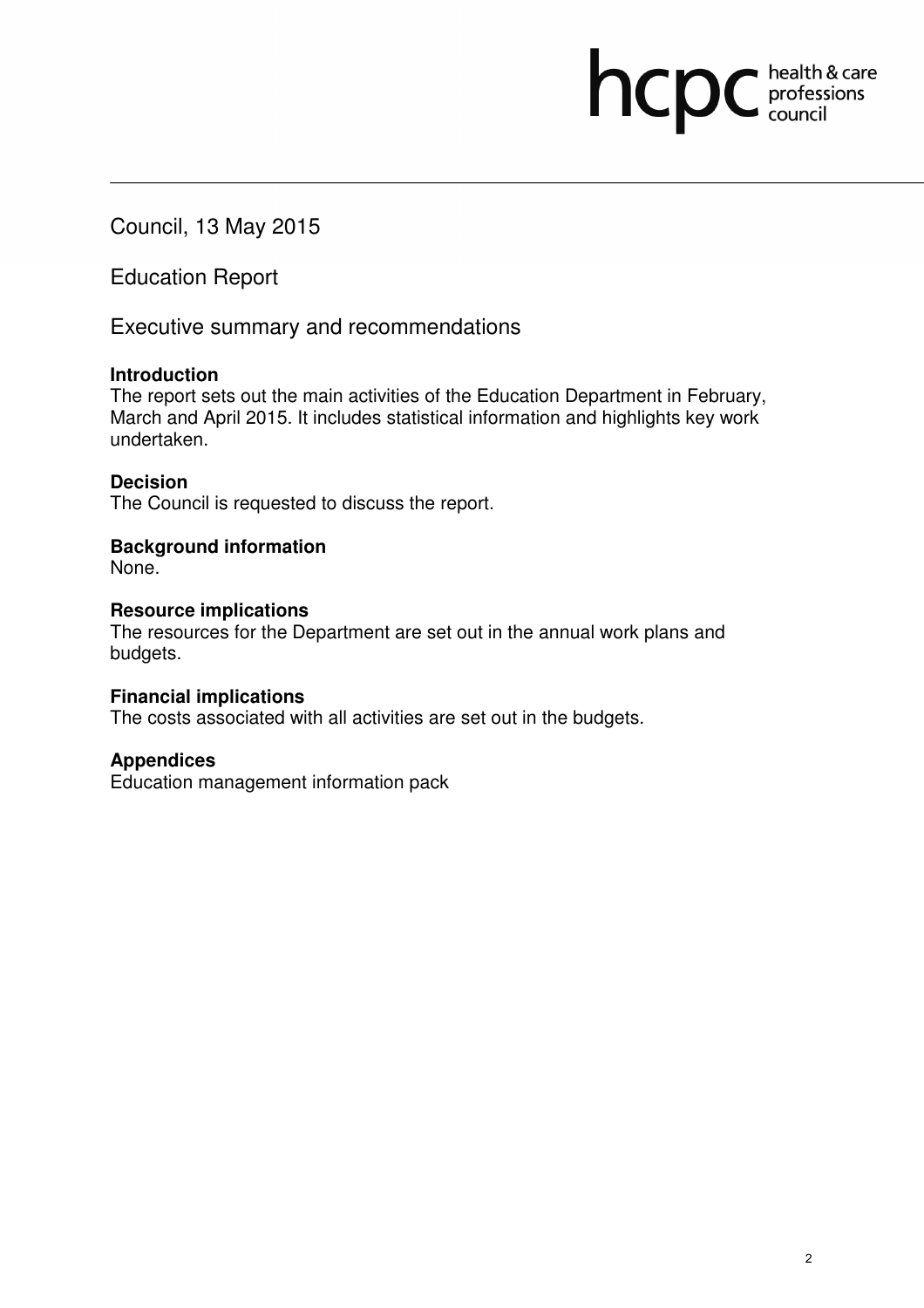Council, 13 May 2015

# Education Report

## Executive summary and recommendations

**Introduction**

The report sets out the main activities of the Education Department in February, March and April 2015. It includes statistical information and highlights key work undertaken.

**Decision**

The Council is requested to discuss the report.

**Background information**

None.

**Resource implications**

The resources for the Department are set out in the annual work plans and budgets.

**Financial implications**

The costs associated with all activities are set out in the budgets.

**Appendices**

Education management information pack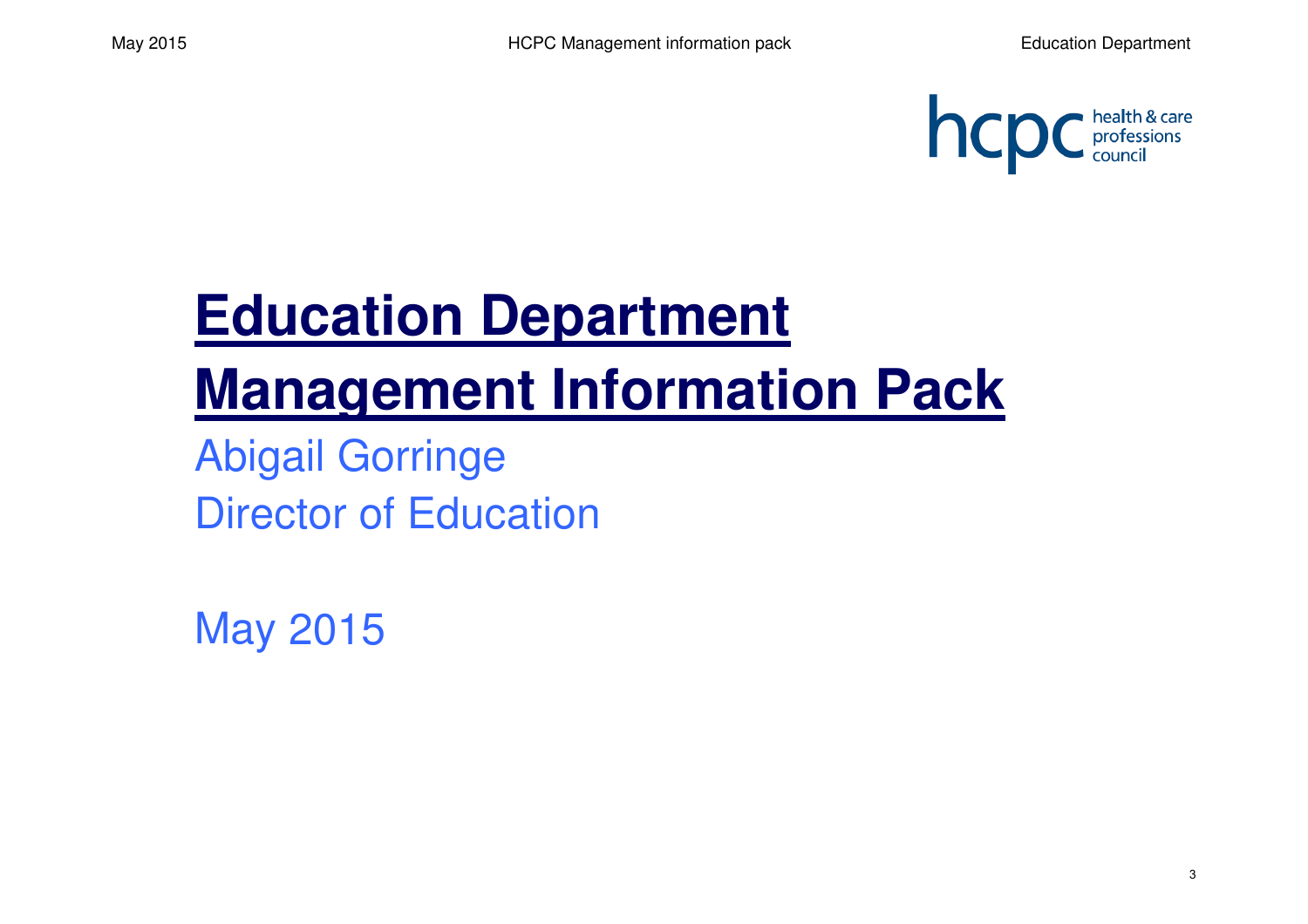# Education Department Management Information Pack

Abigail Gorringe
Director of Education

May 2015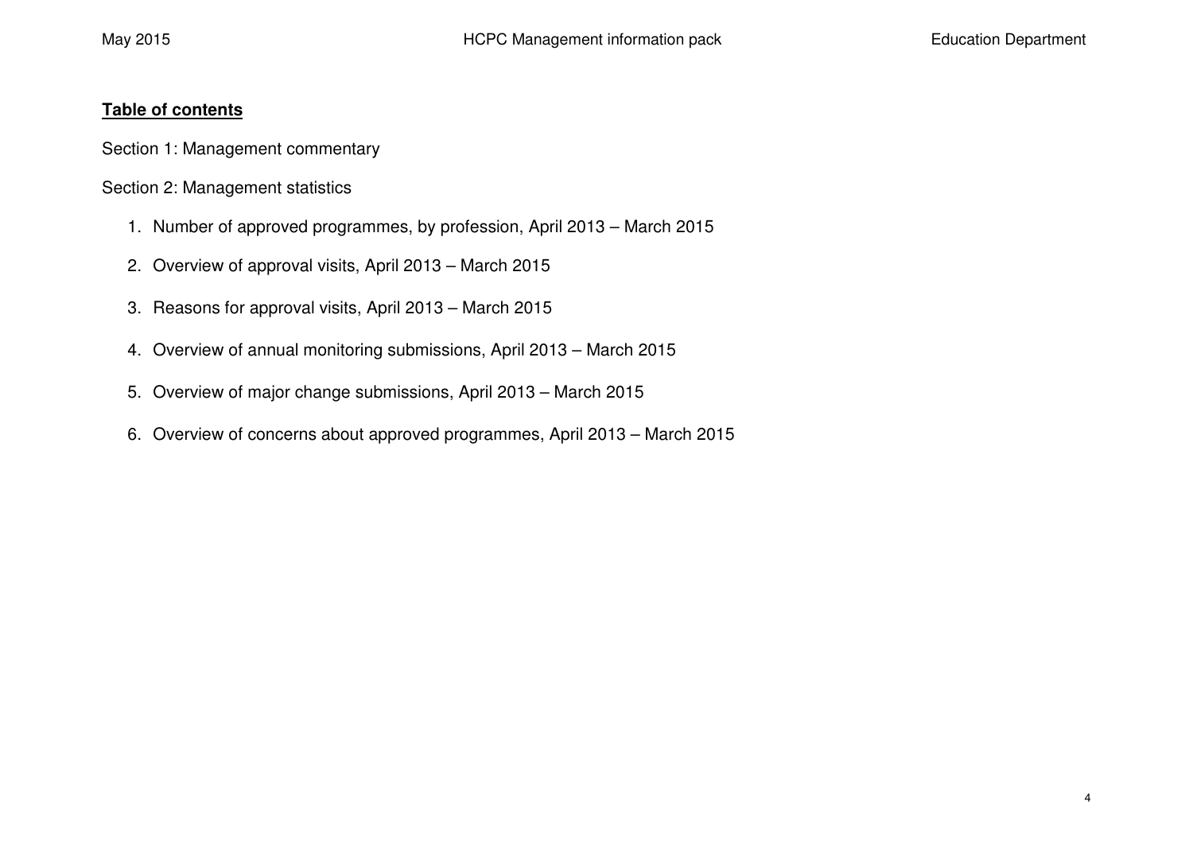**Table of contents**

Section 1: Management commentary

Section 2: Management statistics

1. Number of approved programmes, by profession, April 2013 – March 2015
2. Overview of approval visits, April 2013 – March 2015
3. Reasons for approval visits, April 2013 – March 2015
4. Overview of annual monitoring submissions, April 2013 – March 2015
5. Overview of major change submissions, April 2013 – March 2015
6. Overview of concerns about approved programmes, April 2013 – March 2015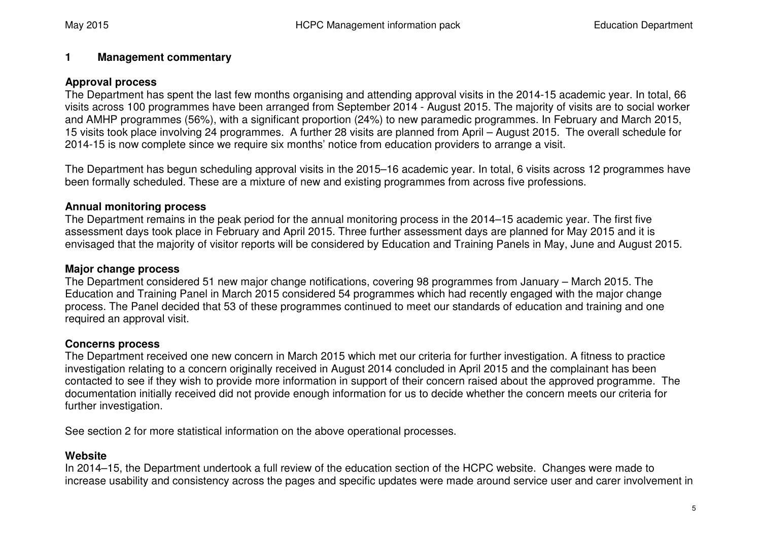## 1 Management commentary

**Approval process**

The Department has spent the last few months organising and attending approval visits in the 2014-15 academic year. In total, 66 visits across 100 programmes have been arranged from September 2014 - August 2015. The majority of visits are to social worker and AMHP programmes (56%), with a significant proportion (24%) to new paramedic programmes. In February and March 2015, 15 visits took place involving 24 programmes. A further 28 visits are planned from April – August 2015. The overall schedule for 2014-15 is now complete since we require six months' notice from education providers to arrange a visit.

The Department has begun scheduling approval visits in the 2015–16 academic year. In total, 6 visits across 12 programmes have been formally scheduled. These are a mixture of new and existing programmes from across five professions.

**Annual monitoring process**

The Department remains in the peak period for the annual monitoring process in the 2014–15 academic year. The first five assessment days took place in February and April 2015. Three further assessment days are planned for May 2015 and it is envisaged that the majority of visitor reports will be considered by Education and Training Panels in May, June and August 2015.

**Major change process**

The Department considered 51 new major change notifications, covering 98 programmes from January – March 2015. The Education and Training Panel in March 2015 considered 54 programmes which had recently engaged with the major change process. The Panel decided that 53 of these programmes continued to meet our standards of education and training and one required an approval visit.

**Concerns process**

The Department received one new concern in March 2015 which met our criteria for further investigation. A fitness to practice investigation relating to a concern originally received in August 2014 concluded in April 2015 and the complainant has been contacted to see if they wish to provide more information in support of their concern raised about the approved programme. The documentation initially received did not provide enough information for us to decide whether the concern meets our criteria for further investigation.

See section 2 for more statistical information on the above operational processes.

**Website**

In 2014–15, the Department undertook a full review of the education section of the HCPC website. Changes were made to increase usability and consistency across the pages and specific updates were made around service user and carer involvement in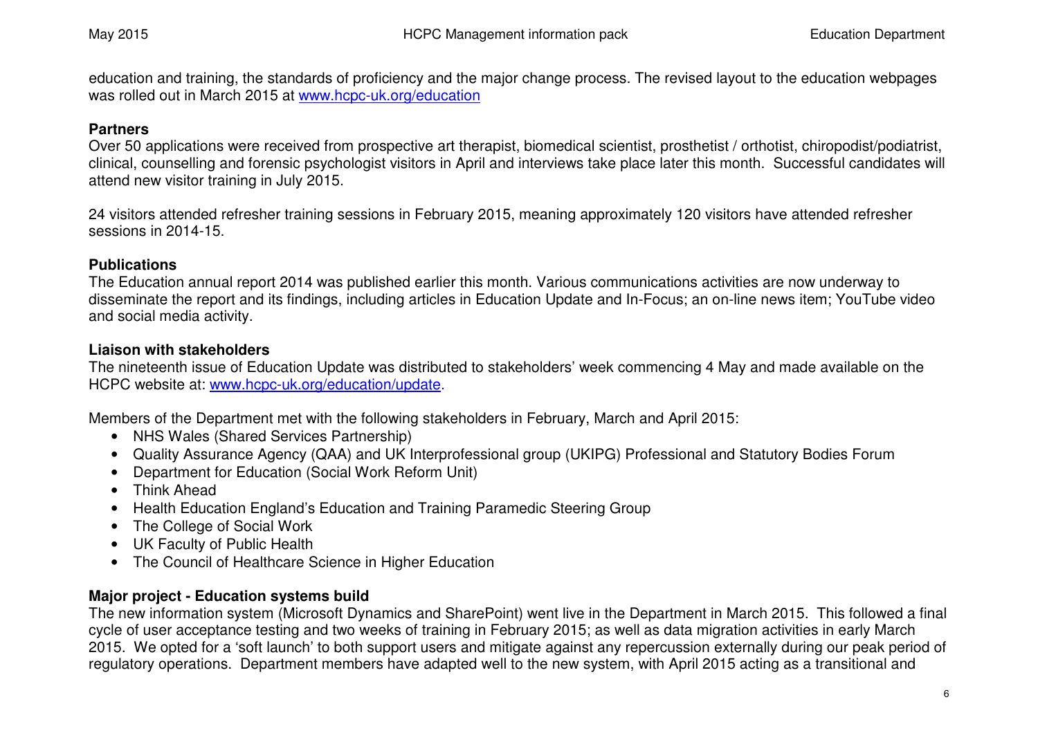education and training, the standards of proficiency and the major change process. The revised layout to the education webpages was rolled out in March 2015 at www.hcpc-uk.org/education

**Partners**
Over 50 applications were received from prospective art therapist, biomedical scientist, prosthetist / orthotist, chiropodist/podiatrist, clinical, counselling and forensic psychologist visitors in April and interviews take place later this month. Successful candidates will attend new visitor training in July 2015.

24 visitors attended refresher training sessions in February 2015, meaning approximately 120 visitors have attended refresher sessions in 2014-15.

**Publications**
The Education annual report 2014 was published earlier this month. Various communications activities are now underway to disseminate the report and its findings, including articles in Education Update and In-Focus; an on-line news item; YouTube video and social media activity.

**Liaison with stakeholders**
The nineteenth issue of Education Update was distributed to stakeholders' week commencing 4 May and made available on the HCPC website at: www.hcpc-uk.org/education/update.

Members of the Department met with the following stakeholders in February, March and April 2015:

- NHS Wales (Shared Services Partnership)
- Quality Assurance Agency (QAA) and UK Interprofessional group (UKIPG) Professional and Statutory Bodies Forum
- Department for Education (Social Work Reform Unit)
- Think Ahead
- Health Education England's Education and Training Paramedic Steering Group
- The College of Social Work
- UK Faculty of Public Health
- The Council of Healthcare Science in Higher Education

**Major project - Education systems build**
The new information system (Microsoft Dynamics and SharePoint) went live in the Department in March 2015. This followed a final cycle of user acceptance testing and two weeks of training in February 2015; as well as data migration activities in early March 2015. We opted for a 'soft launch' to both support users and mitigate against any repercussion externally during our peak period of regulatory operations. Department members have adapted well to the new system, with April 2015 acting as a transitional and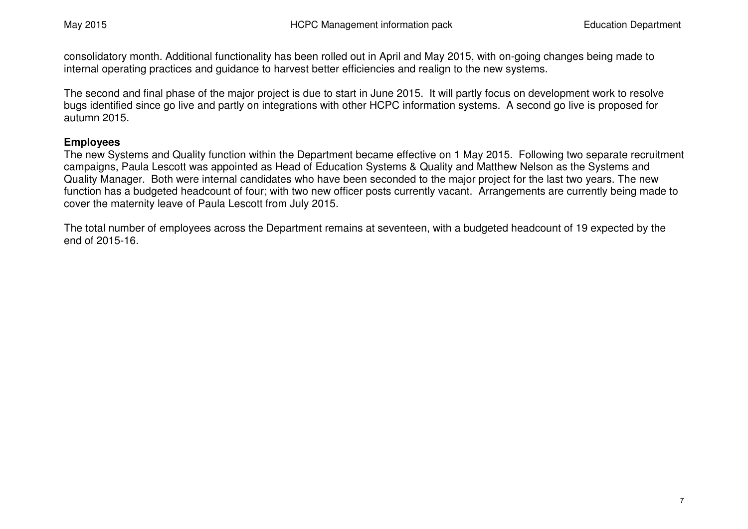consolidatory month. Additional functionality has been rolled out in April and May 2015, with on-going changes being made to internal operating practices and guidance to harvest better efficiencies and realign to the new systems.

The second and final phase of the major project is due to start in June 2015. It will partly focus on development work to resolve bugs identified since go live and partly on integrations with other HCPC information systems. A second go live is proposed for autumn 2015.

**Employees**

The new Systems and Quality function within the Department became effective on 1 May 2015. Following two separate recruitment campaigns, Paula Lescott was appointed as Head of Education Systems & Quality and Matthew Nelson as the Systems and Quality Manager. Both were internal candidates who have been seconded to the major project for the last two years. The new function has a budgeted headcount of four; with two new officer posts currently vacant. Arrangements are currently being made to cover the maternity leave of Paula Lescott from July 2015.

The total number of employees across the Department remains at seventeen, with a budgeted headcount of 19 expected by the end of 2015-16.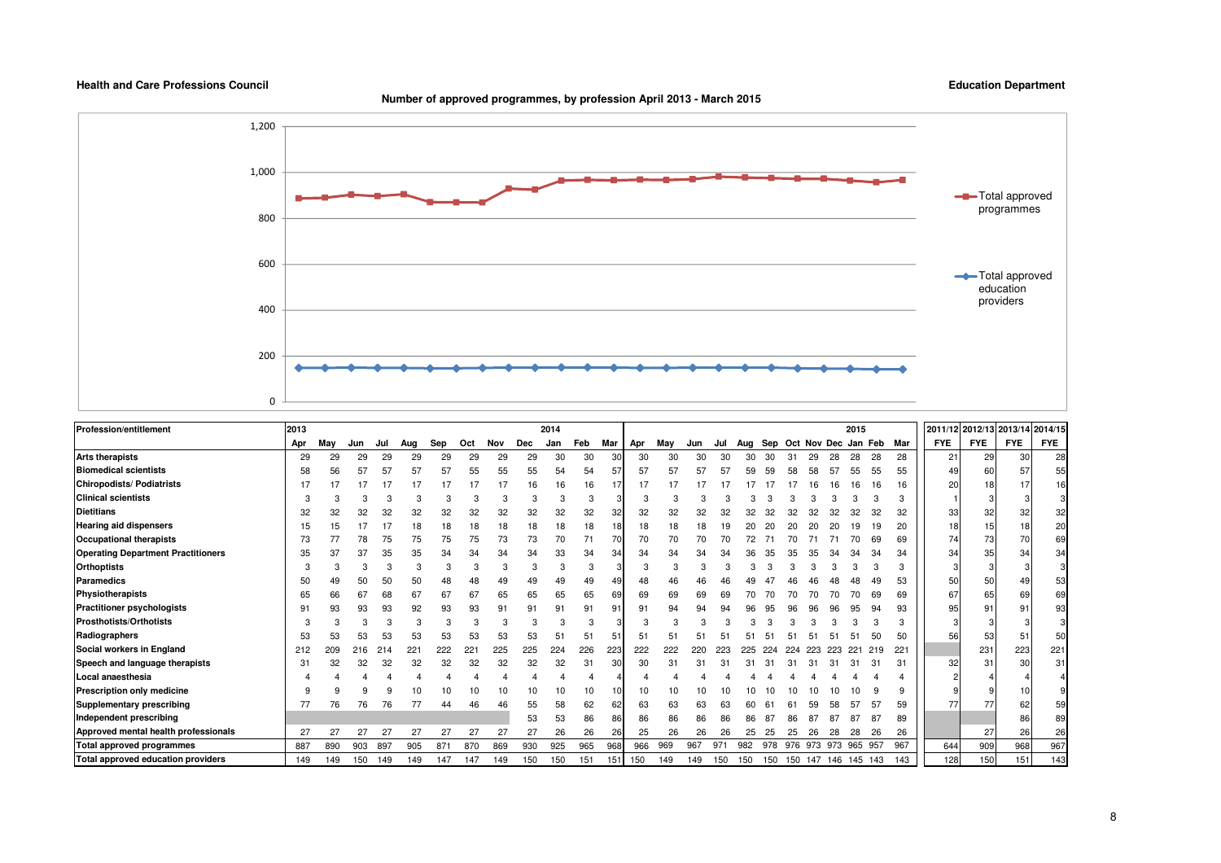**Health and Care Professions Council** | **Education Department**

**Number of approved programmes, by profession April 2013 - March 2015**

| Profession/entitlement | 2013 Apr | May | Jun | Jul | Aug | Sep | Oct | Nov | Dec | 2014 Jan | Feb | Mar | Apr | May | Jun | Jul | Aug | Sep | Oct | Nov | Dec | 2015 Jan | Feb | Mar | 2011/12 FYE | 2012/13 FYE | 2013/14 FYE | 2014/15 FYE |
|---|---|---|---|---|---|---|---|---|---|---|---|---|---|---|---|---|---|---|---|---|---|---|---|---|---|---|---|---|
| **Arts therapists** | 29 | 29 | 29 | 29 | 29 | 29 | 29 | 29 | 29 | 30 | 30 | 30 | 30 | 30 | 30 | 30 | 30 | 30 | 31 | 29 | 28 | 28 | 28 | 28 | 21 | 29 | 30 | 28 |
| **Biomedical scientists** | 58 | 56 | 57 | 57 | 57 | 57 | 55 | 55 | 55 | 54 | 54 | 57 | 57 | 57 | 57 | 57 | 59 | 59 | 58 | 58 | 57 | 55 | 55 | 55 | 49 | 60 | 57 | 55 |
| **Chiropodists/ Podiatrists** | 17 | 17 | 17 | 17 | 17 | 17 | 17 | 17 | 16 | 16 | 16 | 17 | 17 | 17 | 17 | 17 | 17 | 17 | 17 | 16 | 16 | 16 | 16 | 16 | 20 | 18 | 17 | 16 |
| **Clinical scientists** | 3 | 3 | 3 | 3 | 3 | 3 | 3 | 3 | 3 | 3 | 3 | 3 | 3 | 3 | 3 | 3 | 3 | 3 | 3 | 3 | 3 | 3 | 3 | 3 | 1 | 3 | 3 | 3 |
| **Dietitians** | 32 | 32 | 32 | 32 | 32 | 32 | 32 | 32 | 32 | 32 | 32 | 32 | 32 | 32 | 32 | 32 | 32 | 32 | 32 | 32 | 32 | 32 | 32 | 32 | 33 | 32 | 32 | 32 |
| **Hearing aid dispensers** | 15 | 15 | 17 | 17 | 18 | 18 | 18 | 18 | 18 | 18 | 18 | 18 | 18 | 18 | 18 | 19 | 20 | 20 | 20 | 20 | 20 | 19 | 19 | 20 | 18 | 15 | 18 | 20 |
| **Occupational therapists** | 73 | 77 | 78 | 75 | 75 | 75 | 75 | 73 | 73 | 70 | 71 | 70 | 70 | 70 | 70 | 70 | 72 | 71 | 70 | 71 | 71 | 70 | 69 | 69 | 74 | 73 | 70 | 69 |
| **Operating Department Practitioners** | 35 | 37 | 37 | 35 | 35 | 34 | 34 | 34 | 34 | 33 | 34 | 34 | 34 | 34 | 34 | 34 | 36 | 35 | 35 | 35 | 34 | 34 | 34 | 34 | 34 | 35 | 34 | 34 |
| **Orthoptists** | 3 | 3 | 3 | 3 | 3 | 3 | 3 | 3 | 3 | 3 | 3 | 3 | 3 | 3 | 3 | 3 | 3 | 3 | 3 | 3 | 3 | 3 | 3 | 3 | 3 | 3 | 3 | 3 |
| **Paramedics** | 50 | 49 | 50 | 50 | 50 | 48 | 48 | 49 | 49 | 49 | 49 | 49 | 48 | 46 | 46 | 46 | 49 | 47 | 46 | 46 | 48 | 48 | 49 | 53 | 50 | 50 | 49 | 53 |
| **Physiotherapists** | 65 | 66 | 67 | 68 | 67 | 67 | 67 | 65 | 65 | 65 | 65 | 69 | 69 | 69 | 69 | 69 | 70 | 70 | 70 | 70 | 70 | 70 | 69 | 69 | 67 | 65 | 69 | 69 |
| **Practitioner psychologists** | 91 | 93 | 93 | 93 | 92 | 93 | 93 | 91 | 91 | 91 | 91 | 91 | 91 | 94 | 94 | 94 | 96 | 95 | 96 | 96 | 96 | 95 | 94 | 93 | 95 | 91 | 91 | 93 |
| **Prosthotists/Orthotists** | 3 | 3 | 3 | 3 | 3 | 3 | 3 | 3 | 3 | 3 | 3 | 3 | 3 | 3 | 3 | 3 | 3 | 3 | 3 | 3 | 3 | 3 | 3 | 3 | 3 | 3 | 3 | 3 |
| **Radiographers** | 53 | 53 | 53 | 53 | 53 | 53 | 53 | 53 | 53 | 51 | 51 | 51 | 51 | 51 | 51 | 51 | 51 | 51 | 51 | 51 | 51 | 51 | 50 | 50 | 56 | 53 | 51 | 50 |
| **Social workers in England** | 212 | 209 | 216 | 214 | 221 | 222 | 221 | 225 | 225 | 224 | 226 | 223 | 222 | 222 | 220 | 223 | 225 | 224 | 224 | 223 | 223 | 221 | 219 | 221 | | 231 | 223 | 221 |
| **Speech and language therapists** | 31 | 32 | 32 | 32 | 32 | 32 | 32 | 32 | 32 | 32 | 31 | 30 | 30 | 31 | 31 | 31 | 31 | 31 | 31 | 31 | 31 | 31 | 31 | 31 | 32 | 31 | 30 | 31 |
| **Local anaesthesia** | 4 | 4 | 4 | 4 | 4 | 4 | 4 | 4 | 4 | 4 | 4 | 4 | 4 | 4 | 4 | 4 | 4 | 4 | 4 | 4 | 4 | 4 | 4 | 4 | 2 | 4 | 4 | 4 |
| **Prescription only medicine** | 9 | 9 | 9 | 9 | 10 | 10 | 10 | 10 | 10 | 10 | 10 | 10 | 10 | 10 | 10 | 10 | 10 | 10 | 10 | 10 | 10 | 10 | 9 | 9 | 9 | 9 | 10 | 9 |
| **Supplementary prescribing** | 77 | 76 | 76 | 76 | 77 | 44 | 46 | 46 | 55 | 58 | 62 | 62 | 63 | 63 | 63 | 63 | 60 | 61 | 61 | 59 | 58 | 57 | 57 | 59 | 77 | 77 | 62 | 59 |
| **Independent prescribing** | | | | | | | | | 53 | 53 | 86 | 86 | 86 | 86 | 86 | 86 | 86 | 87 | 86 | 87 | 87 | 87 | 87 | 89 | | | 86 | 89 |
| **Approved mental health professionals** | 27 | 27 | 27 | 27 | 27 | 27 | 27 | 27 | 27 | 26 | 26 | 26 | 25 | 26 | 26 | 26 | 25 | 25 | 25 | 26 | 28 | 28 | 26 | 26 | | 27 | 26 | 26 |
| **Total approved programmes** | 887 | 890 | 903 | 897 | 905 | 871 | 870 | 869 | 930 | 925 | 965 | 968 | 966 | 969 | 967 | 971 | 982 | 978 | 976 | 973 | 973 | 965 | 957 | 967 | 644 | 909 | 968 | 967 |
| **Total approved education providers** | 149 | 149 | 150 | 149 | 149 | 147 | 147 | 149 | 150 | 150 | 151 | 151 | 150 | 149 | 149 | 150 | 150 | 150 | 150 | 147 | 146 | 145 | 143 | 143 | 128 | 150 | 151 | 143 |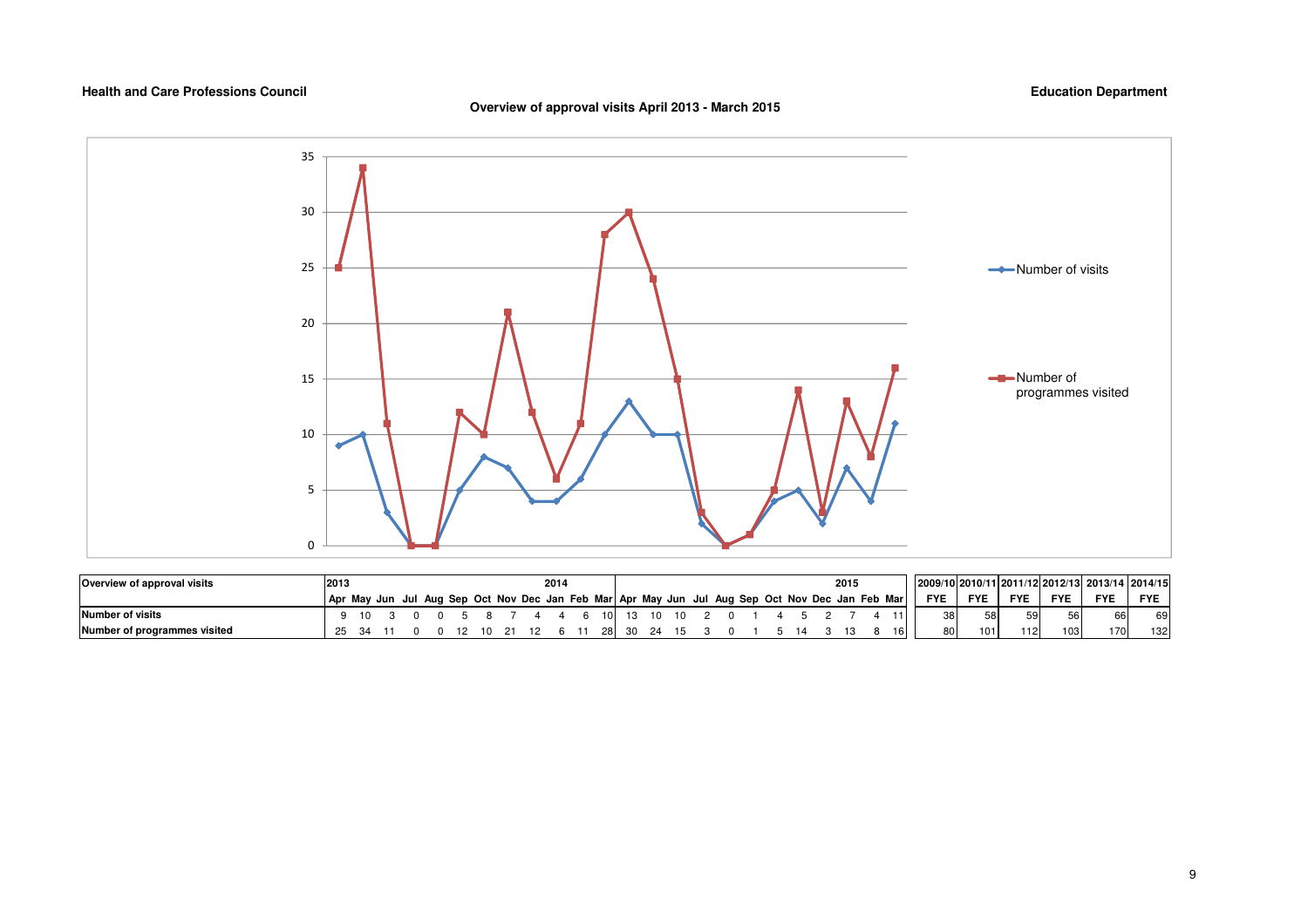**Health and Care Professions Council** **Education Department**

**Overview of approval visits April 2013 - March 2015**

| Overview of approval visits | 2013 | | | | | | | | | 2014 | | | | | | | | | | | | | | 2015 | | |
|---|---|---|---|---|---|---|---|---|---|---|---|---|---|---|---|---|---|---|---|---|---|---|---|---|---|---|
| | Apr | May | Jun | Jul | Aug | Sep | Oct | Nov | Dec | Jan | Feb | Mar | Apr | May | Jun | Jul | Aug | Sep | Oct | Nov | Dec | Jan | Feb | Mar |
| **Number of visits** | 9 | 10 | 3 | 0 | 0 | 5 | 8 | 7 | 4 | 4 | 6 | 10 | 13 | 10 | 10 | 2 | 0 | 1 | 4 | 5 | 2 | 7 | 4 | 11 |
| **Number of programmes visited** | 25 | 34 | 11 | 0 | 0 | 12 | 10 | 21 | 12 | 6 | 11 | 28 | 30 | 24 | 15 | 3 | 0 | 1 | 5 | 14 | 3 | 13 | 8 | 16 |

| | 2009/10 FYE | 2010/11 FYE | 2011/12 FYE | 2012/13 FYE | 2013/14 FYE | 2014/15 FYE |
|---|---|---|---|---|---|---|
| **Number of visits** | 38 | 58 | 59 | 56 | 66 | 69 |
| **Number of programmes visited** | 80 | 101 | 112 | 103 | 170 | 132 |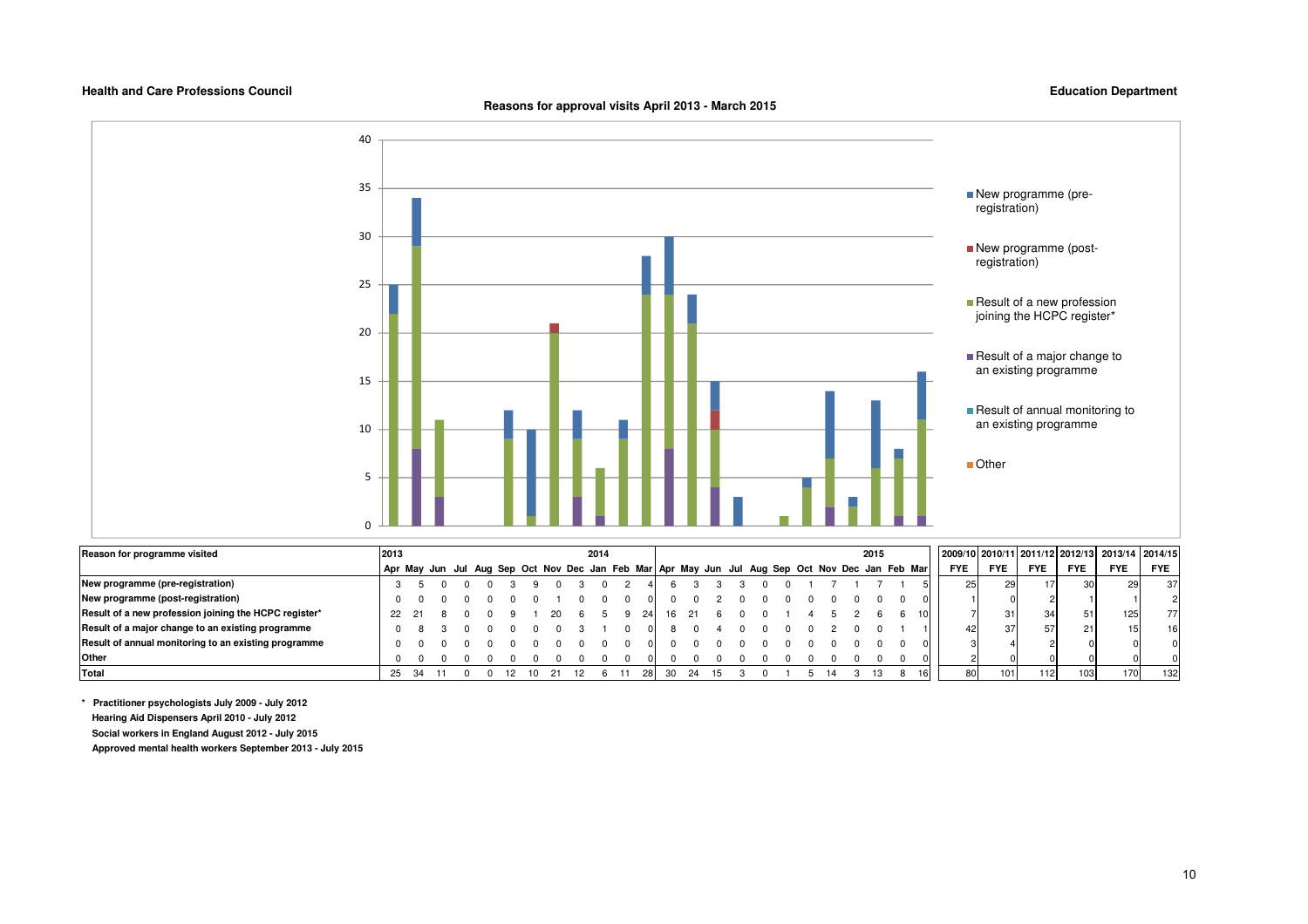**Health and Care Professions Council** **Education Department**

## Reasons for approval visits April 2013 - March 2015

| Reason for programme visited | 2013 Apr | May | Jun | Jul | Aug | Sep | Oct | Nov | Dec | 2014 Jan | Feb | Mar | Apr | May | Jun | Jul | Aug | Sep | Oct | Nov | Dec | 2015 Jan | Feb | Mar | 2009/10 FYE | 2010/11 FYE | 2011/12 FYE | 2012/13 FYE | 2013/14 FYE | 2014/15 FYE |
|---|---|---|---|---|---|---|---|---|---|---|---|---|---|---|---|---|---|---|---|---|---|---|---|---|---|---|---|---|---|---|
| New programme (pre-registration) | 3 | 5 | 0 | 0 | 0 | 3 | 9 | 0 | 3 | 0 | 2 | 4 | 6 | 3 | 3 | 3 | 0 | 0 | 1 | 7 | 1 | 7 | 1 | 5 | 25 | 29 | 17 | 30 | 29 | 37 |
| New programme (post-registration) | 0 | 0 | 0 | 0 | 0 | 0 | 0 | 1 | 0 | 0 | 0 | 0 | 0 | 0 | 2 | 0 | 0 | 0 | 0 | 0 | 0 | 0 | 0 | 0 | 1 | 0 | 2 | 1 | 1 | 2 |
| Result of a new profession joining the HCPC register* | 22 | 21 | 8 | 0 | 0 | 9 | 1 | 20 | 6 | 5 | 9 | 24 | 16 | 21 | 6 | 0 | 0 | 1 | 4 | 5 | 2 | 6 | 6 | 10 | 7 | 31 | 34 | 51 | 125 | 77 |
| Result of a major change to an existing programme | 0 | 8 | 3 | 0 | 0 | 0 | 0 | 0 | 3 | 1 | 0 | 0 | 8 | 0 | 4 | 0 | 0 | 0 | 0 | 2 | 0 | 0 | 1 | 1 | 42 | 37 | 57 | 21 | 15 | 16 |
| Result of annual monitoring to an existing programme | 0 | 0 | 0 | 0 | 0 | 0 | 0 | 0 | 0 | 0 | 0 | 0 | 0 | 0 | 0 | 0 | 0 | 0 | 0 | 0 | 0 | 0 | 0 | 0 | 3 | 4 | 2 | 0 | 0 | 0 |
| Other | 0 | 0 | 0 | 0 | 0 | 0 | 0 | 0 | 0 | 0 | 0 | 0 | 0 | 0 | 0 | 0 | 0 | 0 | 0 | 0 | 0 | 0 | 0 | 0 | 2 | 0 | 0 | 0 | 0 | 0 |
| Total | 25 | 34 | 11 | 0 | 0 | 12 | 10 | 21 | 12 | 6 | 11 | 28 | 30 | 24 | 15 | 3 | 0 | 1 | 5 | 14 | 3 | 13 | 8 | 16 | 80 | 101 | 112 | 103 | 170 | 132 |

\* Practitioner psychologists July 2009 - July 2012
Hearing Aid Dispensers April 2010 - July 2012
Social workers in England August 2012 - July 2015
Approved mental health workers September 2013 - July 2015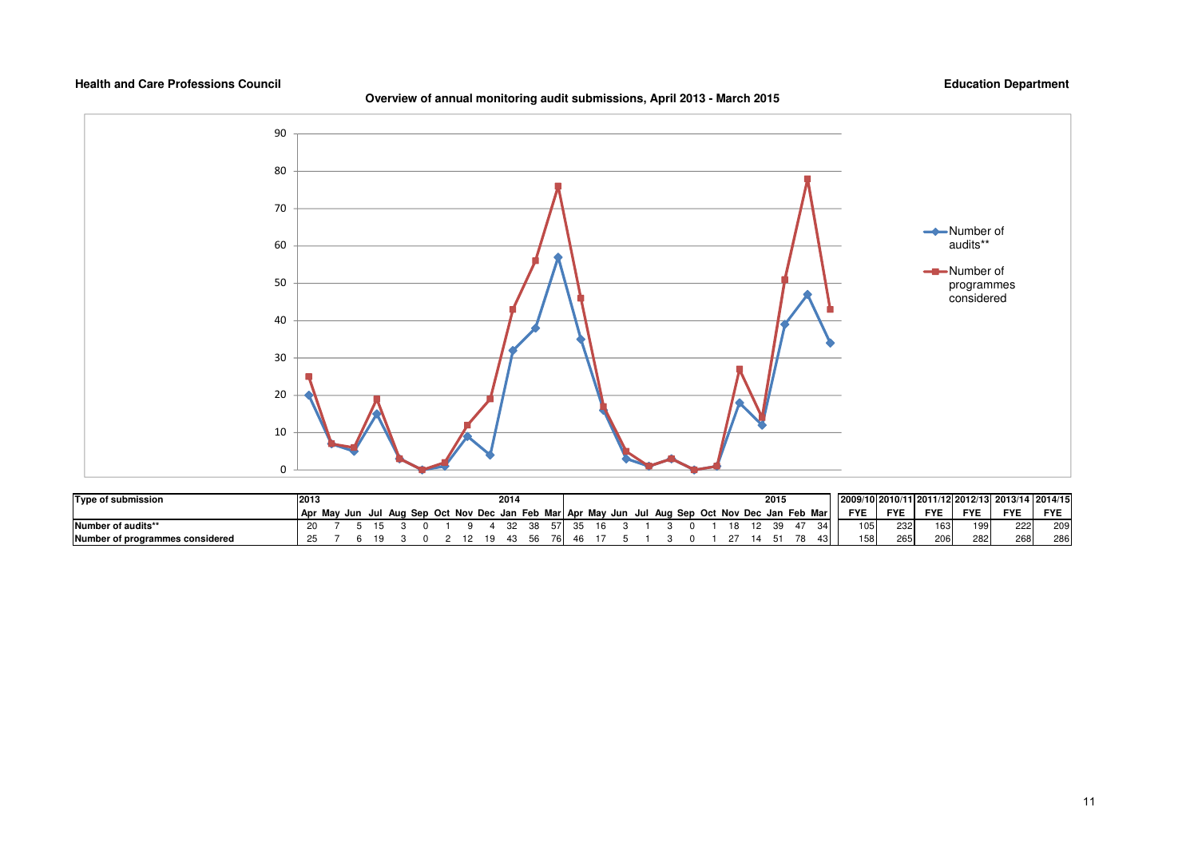**Health and Care Professions Council** **Education Department**

**Overview of annual monitoring audit submissions, April 2013 - March 2015**

| Type of submission | 2013 | | | | | | | | | 2014 | | | | | | | | | | | | 2015 | | | 2009/10 | 2010/11 | 2011/12 | 2012/13 | 2013/14 | 2014/15 |
|---|---|---|---|---|---|---|---|---|---|---|---|---|---|---|---|---|---|---|---|---|---|---|---|---|---|---|---|---|---|---|
| | Apr | May | Jun | Jul | Aug | Sep | Oct | Nov | Dec | Jan | Feb | Mar | Apr | May | Jun | Jul | Aug | Sep | Oct | Nov | Dec | Jan | Feb | Mar | FYE | FYE | FYE | FYE | FYE | FYE |
| Number of audits** | 20 | 7 | 5 | 15 | 3 | 0 | 1 | 9 | 4 | 32 | 38 | 57 | 35 | 16 | 3 | 1 | 3 | 0 | 1 | 18 | 12 | 39 | 47 | 34 | 105 | 232 | 163 | 199 | 222 | 209 |
| Number of programmes considered | 25 | 7 | 6 | 19 | 3 | 0 | 2 | 12 | 19 | 43 | 56 | 76 | 46 | 17 | 5 | 1 | 3 | 0 | 1 | 27 | 14 | 51 | 78 | 43 | 158 | 265 | 206 | 282 | 268 | 286 |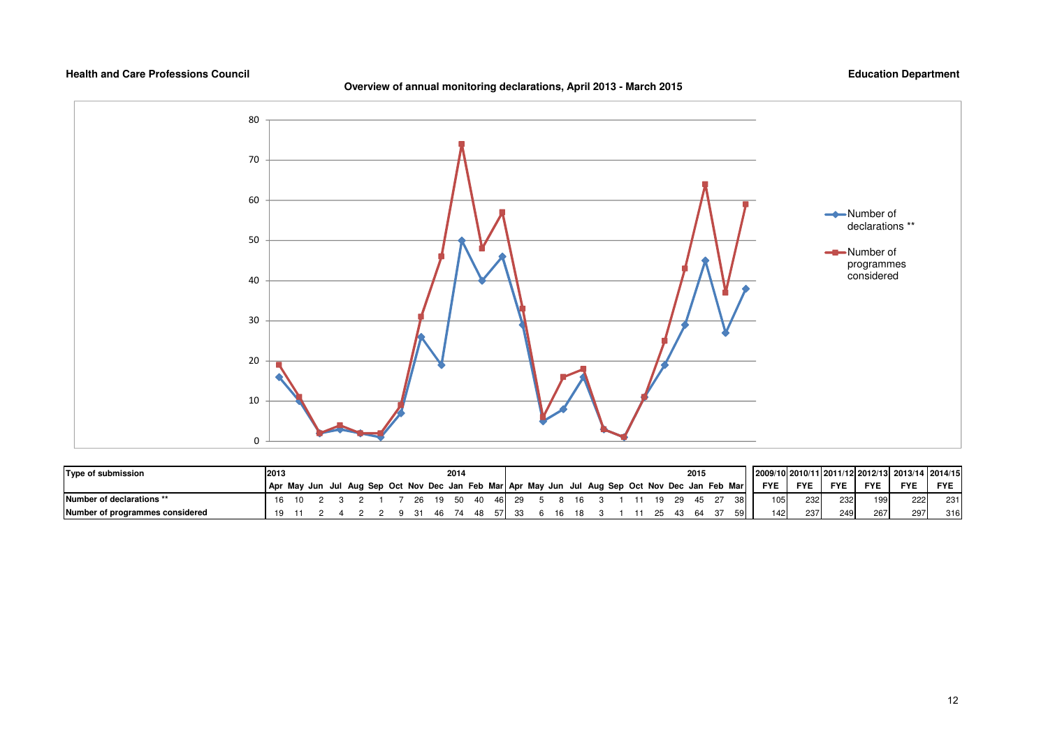**Health and Care Professions Council** **Education Department**

**Overview of annual monitoring declarations, April 2013 - March 2015**

| Type of submission | 2013 | | | | | | | | | 2014 | | | | | | | | | | | | | 2015 | | | 2009/10 | 2010/11 | 2011/12 | 2012/13 | 2013/14 | 2014/15 |
|---|---|---|---|---|---|---|---|---|---|---|---|---|---|---|---|---|---|---|---|---|---|---|---|---|---|---|---|---|---|---|---|
| | Apr | May | Jun | Jul | Aug | Sep | Oct | Nov | Dec | Jan | Feb | Mar | Apr | May | Jun | Jul | Aug | Sep | Oct | Nov | Dec | Jan | Feb | Mar | | FYE | FYE | FYE | FYE | FYE | FYE |
| Number of declarations ** | 16 | 10 | 2 | 3 | 2 | 1 | 7 | 26 | 19 | 50 | 40 | 46 | 29 | 5 | 8 | 16 | 3 | 1 | 11 | 19 | 29 | 45 | 27 | 38 | | 105 | 232 | 232 | 199 | 222 | 231 |
| Number of programmes considered | 19 | 11 | 2 | 4 | 2 | 2 | 9 | 31 | 46 | 74 | 48 | 57 | 33 | 6 | 16 | 18 | 3 | 1 | 11 | 25 | 43 | 64 | 37 | 59 | | 142 | 237 | 249 | 267 | 297 | 316 |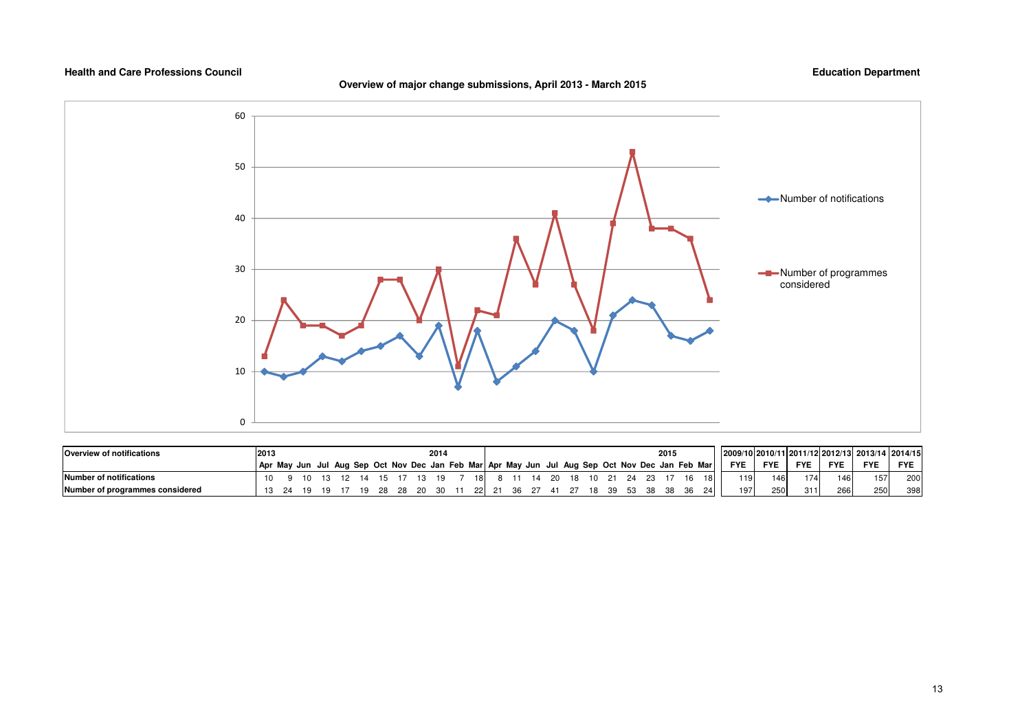**Health and Care Professions Council** **Education Department**

**Overview of major change submissions, April 2013 - March 2015**

| Overview of notifications | 2013 | | | | | | | | | 2014 | | | | | | | | | | | | | 2015 | | | | 2009/10 | 2010/11 | 2011/12 | 2012/13 | 2013/14 | 2014/15 |
|---|---|---|---|---|---|---|---|---|---|---|---|---|---|---|---|---|---|---|---|---|---|---|---|---|---|---|---|---|---|---|---|---|
| | Apr | May | Jun | Jul | Aug | Sep | Oct | Nov | Dec | Jan | Feb | Mar | Apr | May | Jun | Jul | Aug | Sep | Oct | Nov | Dec | Jan | Feb | Mar | | | FYE | FYE | FYE | FYE | FYE | FYE |
| Number of notifications | 10 | 9 | 10 | 13 | 12 | 14 | 15 | 17 | 13 | 19 | 7 | 18 | 8 | 11 | 14 | 20 | 18 | 10 | 21 | 24 | 23 | 17 | 16 | 18 | | | 119 | 146 | 174 | 146 | 157 | 200 |
| Number of programmes considered | 13 | 24 | 19 | 19 | 17 | 19 | 28 | 28 | 20 | 30 | 11 | 22 | 21 | 36 | 27 | 41 | 27 | 18 | 39 | 53 | 38 | 38 | 36 | 24 | | | 197 | 250 | 311 | 266 | 250 | 398 |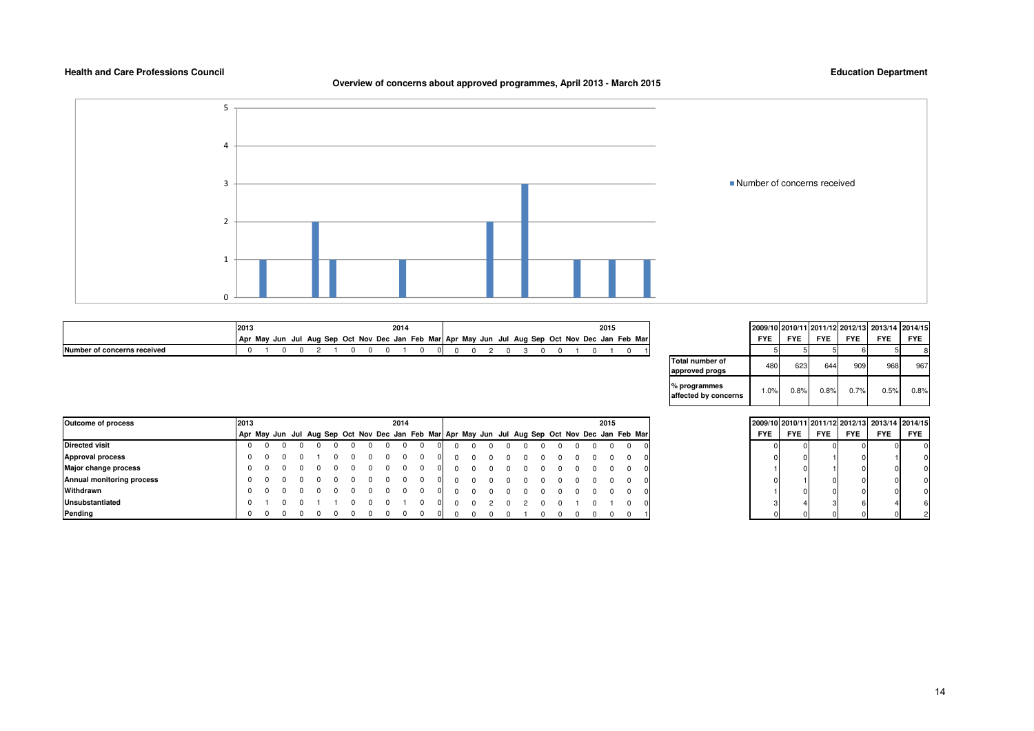**Health and Care Professions Council** **Education Department**

**Overview of concerns about approved programmes, April 2013 - March 2015**

5
4
3
2
1
0

Number of concerns received

| | 2013 | | | | | | | | | 2014 | | | | | | | | | | | | | 2015 | | |
|---|---|---|---|---|---|---|---|---|---|---|---|---|---|---|---|---|---|---|---|---|---|---|---|---|---|
| | Apr | May | Jun | Jul | Aug | Sep | Oct | Nov | Dec | Jan | Feb | Mar | Apr | May | Jun | Jul | Aug | Sep | Oct | Nov | Dec | Jan | Feb | Mar |
| **Number of concerns received** | 0 | 1 | 0 | 0 | 2 | 1 | 0 | 0 | 0 | 1 | 0 | 0 | 0 | 0 | 2 | 0 | 3 | 0 | 0 | 1 | 0 | 1 | 0 | 1 |

| | 2009/10 FYE | 2010/11 FYE | 2011/12 FYE | 2012/13 FYE | 2013/14 FYE | 2014/15 FYE |
|---|---|---|---|---|---|---|
| | 5 | 5 | 5 | 6 | 5 | 8 |
| **Total number of approved progs** | 480 | 623 | 644 | 909 | 968 | 967 |
| **% programmes affected by concerns** | 1.0% | 0.8% | 0.8% | 0.7% | 0.5% | 0.8% |

| **Outcome of process** | 2013 | | | | | | | | | 2014 | | | | | | | | | | | | | 2015 | | |
|---|---|---|---|---|---|---|---|---|---|---|---|---|---|---|---|---|---|---|---|---|---|---|---|---|
| | Apr | May | Jun | Jul | Aug | Sep | Oct | Nov | Dec | Jan | Feb | Mar | Apr | May | Jun | Jul | Aug | Sep | Oct | Nov | Dec | Jan | Feb | Mar |
| **Directed visit** | 0 | 0 | 0 | 0 | 0 | 0 | 0 | 0 | 0 | 0 | 0 | 0 | 0 | 0 | 0 | 0 | 0 | 0 | 0 | 0 | 0 | 0 | 0 | 0 |
| **Approval process** | 0 | 0 | 0 | 0 | 1 | 0 | 0 | 0 | 0 | 0 | 0 | 0 | 0 | 0 | 0 | 0 | 0 | 0 | 0 | 0 | 0 | 0 | 0 | 0 |
| **Major change process** | 0 | 0 | 0 | 0 | 0 | 0 | 0 | 0 | 0 | 0 | 0 | 0 | 0 | 0 | 0 | 0 | 0 | 0 | 0 | 0 | 0 | 0 | 0 | 0 |
| **Annual monitoring process** | 0 | 0 | 0 | 0 | 0 | 0 | 0 | 0 | 0 | 0 | 0 | 0 | 0 | 0 | 0 | 0 | 0 | 0 | 0 | 0 | 0 | 0 | 0 | 0 |
| **Withdrawn** | 0 | 0 | 0 | 0 | 0 | 0 | 0 | 0 | 0 | 0 | 0 | 0 | 0 | 0 | 0 | 0 | 0 | 0 | 0 | 0 | 0 | 0 | 0 | 0 |
| **Unsubstantiated** | 0 | 1 | 0 | 0 | 1 | 1 | 0 | 0 | 0 | 1 | 0 | 0 | 0 | 0 | 2 | 0 | 2 | 0 | 0 | 1 | 0 | 1 | 0 | 0 |
| **Pending** | 0 | 0 | 0 | 0 | 0 | 0 | 0 | 0 | 0 | 0 | 0 | 0 | 0 | 0 | 0 | 0 | 1 | 0 | 0 | 0 | 0 | 0 | 0 | 1 |

| | 2009/10 FYE | 2010/11 FYE | 2011/12 FYE | 2012/13 FYE | 2013/14 FYE | 2014/15 FYE |
|---|---|---|---|---|---|---|
| Directed visit | 0 | 0 | 0 | 0 | 0 | 0 |
| Approval process | 0 | 0 | 1 | 0 | 1 | 0 |
| Major change process | 1 | 0 | 1 | 0 | 0 | 0 |
| Annual monitoring process | 0 | 1 | 0 | 0 | 0 | 0 |
| Withdrawn | 1 | 0 | 0 | 0 | 0 | 0 |
| Unsubstantiated | 3 | 4 | 3 | 6 | 4 | 6 |
| Pending | 0 | 0 | 0 | 0 | 0 | 2 |